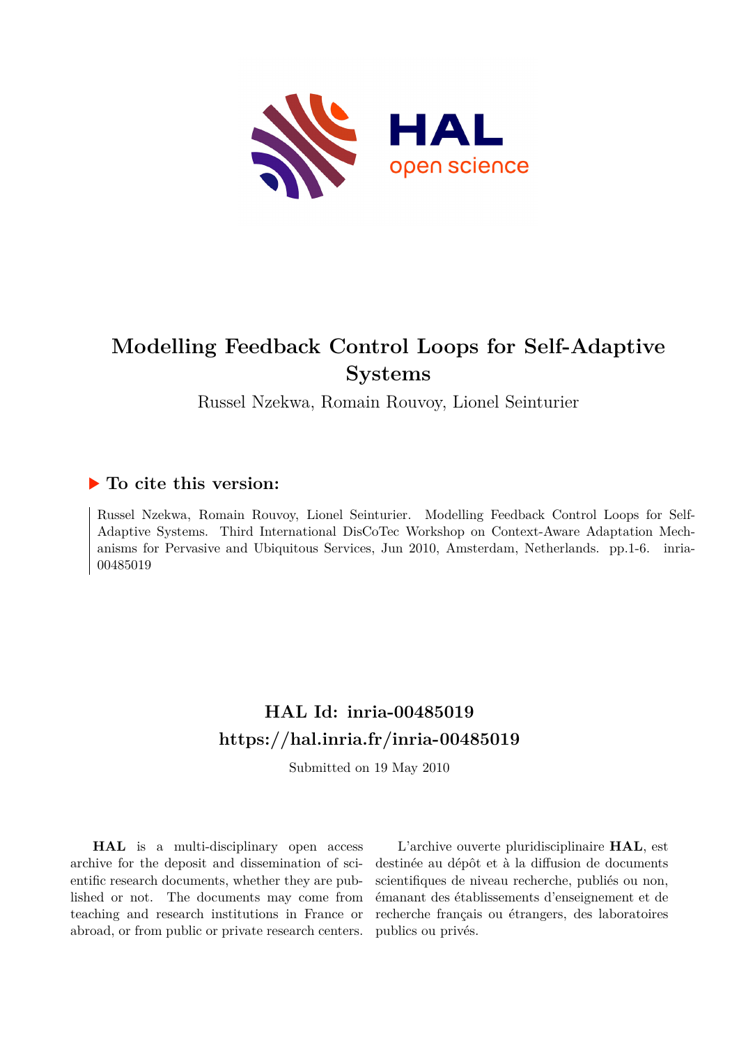# Modelling Feedback Control Loops for Self-Adaptive Systems

Russel Nzekwa, Romain Rouvoy, Lionel Seinturier

## ▶ To cite this version:

Russel Nzekwa, Romain Rouvoy, Lionel Seinturier. Modelling Feedback Control Loops for Self-Adaptive Systems. Third International DisCoTec Workshop on Context-Aware Adaptation Mechanisms for Pervasive and Ubiquitous Services, Jun 2010, Amsterdam, Netherlands. pp.1-6. inria-00485019

## HAL Id: inria-00485019
## https://hal.inria.fr/inria-00485019

Submitted on 19 May 2010

**HAL** is a multi-disciplinary open access archive for the deposit and dissemination of scientific research documents, whether they are published or not. The documents may come from teaching and research institutions in France or abroad, or from public or private research centers.

L'archive ouverte pluridisciplinaire **HAL**, est destinée au dépôt et à la diffusion de documents scientifiques de niveau recherche, publiés ou non, émanant des établissements d'enseignement et de recherche français ou étrangers, des laboratoires publics ou privés.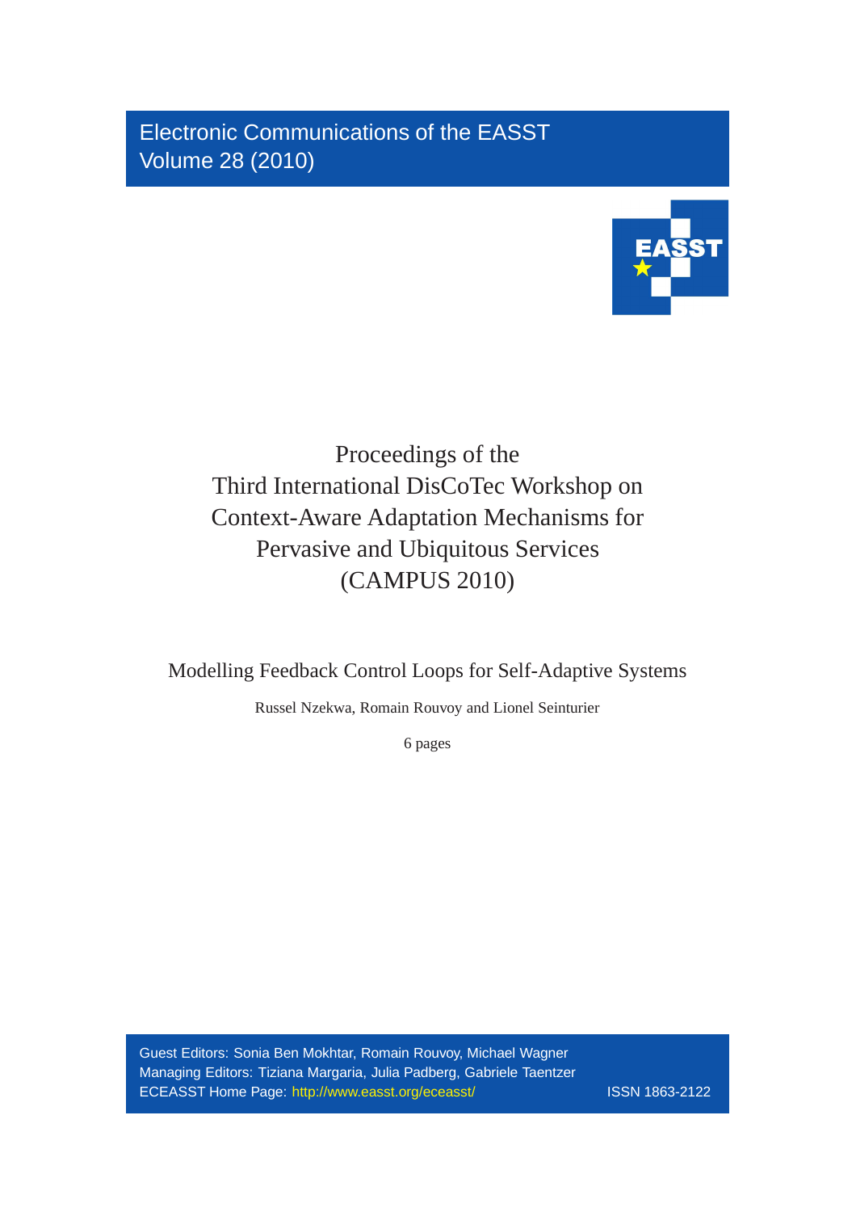Electronic Communications of the EASST
Volume 28 (2010)

# Proceedings of the Third International DisCoTec Workshop on Context-Aware Adaptation Mechanisms for Pervasive and Ubiquitous Services (CAMPUS 2010)

## Modelling Feedback Control Loops for Self-Adaptive Systems

Russel Nzekwa, Romain Rouvoy and Lionel Seinturier

6 pages

Guest Editors: Sonia Ben Mokhtar, Romain Rouvoy, Michael Wagner
Managing Editors: Tiziana Margaria, Julia Padberg, Gabriele Taentzer
ECEASST Home Page: http://www.easst.org/eceasst/ ISSN 1863-2122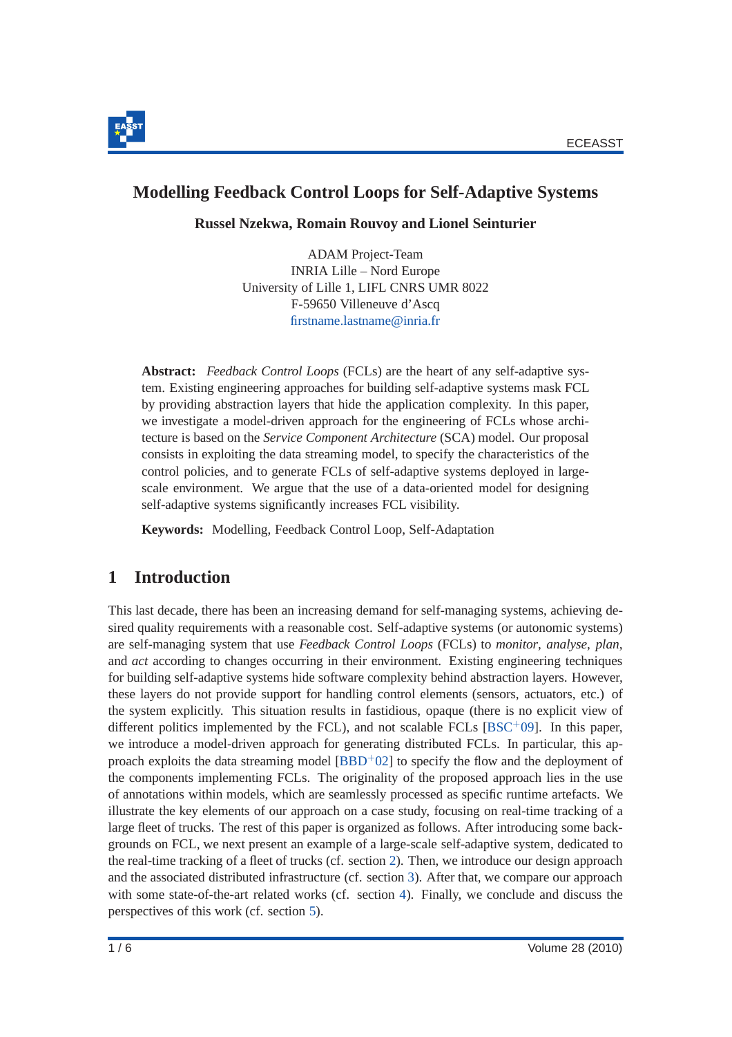# Modelling Feedback Control Loops for Self-Adaptive Systems

**Russel Nzekwa, Romain Rouvoy and Lionel Seinturier**

ADAM Project-Team
INRIA Lille – Nord Europe
University of Lille 1, LIFL CNRS UMR 8022
F-59650 Villeneuve d'Ascq
firstname.lastname@inria.fr

**Abstract:** *Feedback Control Loops* (FCLs) are the heart of any self-adaptive system. Existing engineering approaches for building self-adaptive systems mask FCL by providing abstraction layers that hide the application complexity. In this paper, we investigate a model-driven approach for the engineering of FCLs whose architecture is based on the *Service Component Architecture* (SCA) model. Our proposal consists in exploiting the data streaming model, to specify the characteristics of the control policies, and to generate FCLs of self-adaptive systems deployed in large-scale environment. We argue that the use of a data-oriented model for designing self-adaptive systems significantly increases FCL visibility.

**Keywords:** Modelling, Feedback Control Loop, Self-Adaptation

## 1 Introduction

This last decade, there has been an increasing demand for self-managing systems, achieving desired quality requirements with a reasonable cost. Self-adaptive systems (or autonomic systems) are self-managing system that use *Feedback Control Loops* (FCLs) to *monitor*, *analyse*, *plan*, and *act* according to changes occurring in their environment. Existing engineering techniques for building self-adaptive systems hide software complexity behind abstraction layers. However, these layers do not provide support for handling control elements (sensors, actuators, etc.) of the system explicitly. This situation results in fastidious, opaque (there is no explicit view of different politics implemented by the FCL), and not scalable FCLs [BSC+09]. In this paper, we introduce a model-driven approach for generating distributed FCLs. In particular, this approach exploits the data streaming model [BBD+02] to specify the flow and the deployment of the components implementing FCLs. The originality of the proposed approach lies in the use of annotations within models, which are seamlessly processed as specific runtime artefacts. We illustrate the key elements of our approach on a case study, focusing on real-time tracking of a large fleet of trucks. The rest of this paper is organized as follows. After introducing some backgrounds on FCL, we next present an example of a large-scale self-adaptive system, dedicated to the real-time tracking of a fleet of trucks (cf. section 2). Then, we introduce our design approach and the associated distributed infrastructure (cf. section 3). After that, we compare our approach with some state-of-the-art related works (cf. section 4). Finally, we conclude and discuss the perspectives of this work (cf. section 5).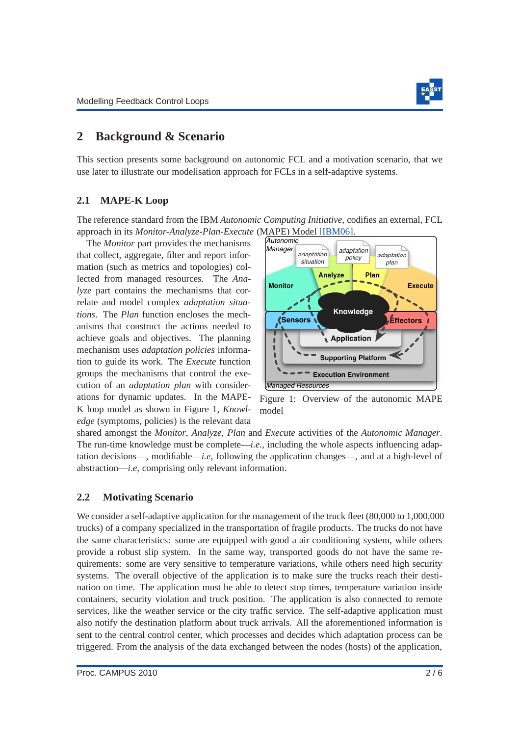## 2 Background & Scenario

This section presents some background on autonomic FCL and a motivation scenario, that we use later to illustrate our modelisation approach for FCLs in a self-adaptive systems.

### 2.1 MAPE-K Loop

The reference standard from the IBM *Autonomic Computing Initiative*, codifies an external, FCL approach in its *Monitor-Analyze-Plan-Execute* (MAPE) Model [IBM06].

The *Monitor* part provides the mechanisms that collect, aggregate, filter and report information (such as metrics and topologies) collected from managed resources. The *Analyze* part contains the mechanisms that correlate and model complex *adaptation situations*. The *Plan* function encloses the mechanisms that construct the actions needed to achieve goals and objectives. The planning mechanism uses *adaptation policies* information to guide its work. The *Execute* function groups the mechanisms that control the execution of an *adaptation plan* with considerations for dynamic updates. In the MAPE-K loop model as shown in Figure 1, *Knowledge* (symptoms, policies) is the relevant data shared amongst the *Monitor*, *Analyze*, *Plan* and *Execute* activities of the *Autonomic Manager*. The run-time knowledge must be complete—*i.e.*, including the whole aspects influencing adaptation decisions—, modifiable—*i.e*, following the application changes—, and at a high-level of abstraction—*i.e*, comprising only relevant information.

Figure 1: Overview of the autonomic MAPE model

### 2.2 Motivating Scenario

We consider a self-adaptive application for the management of the truck fleet (80,000 to 1,000,000 trucks) of a company specialized in the transportation of fragile products. The trucks do not have the same characteristics: some are equipped with good a air conditioning system, while others provide a robust slip system. In the same way, transported goods do not have the same requirements: some are very sensitive to temperature variations, while others need high security systems. The overall objective of the application is to make sure the trucks reach their destination on time. The application must be able to detect stop times, temperature variation inside containers, security violation and truck position. The application is also connected to remote services, like the weather service or the city traffic service. The self-adaptive application must also notify the destination platform about truck arrivals. All the aforementioned information is sent to the central control center, which processes and decides which adaptation process can be triggered. From the analysis of the data exchanged between the nodes (hosts) of the application,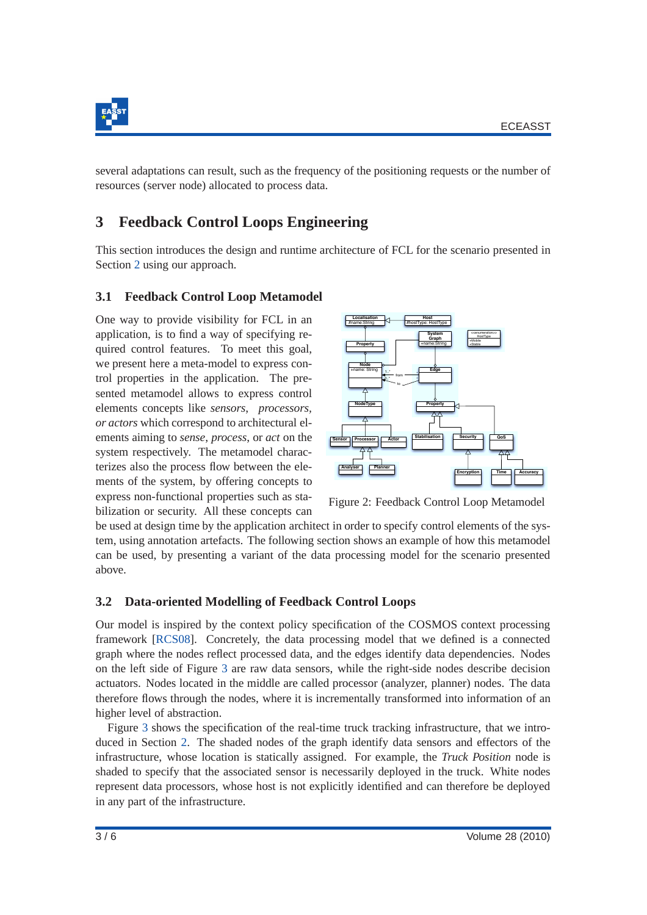several adaptations can result, such as the frequency of the positioning requests or the number of resources (server node) allocated to process data.

## 3 Feedback Control Loops Engineering

This section introduces the design and runtime architecture of FCL for the scenario presented in Section 2 using our approach.

### 3.1 Feedback Control Loop Metamodel

One way to provide visibility for FCL in an application, is to find a way of specifying required control features. To meet this goal, we present here a meta-model to express control properties in the application. The presented metamodel allows to express control elements concepts like *sensors*, *processors*, *or actors* which correspond to architectural elements aiming to *sense*, *process*, or *act* on the system respectively. The metamodel characterizes also the process flow between the elements of the system, by offering concepts to express non-functional properties such as stabilization or security. All these concepts can be used at design time by the application architect in order to specify control elements of the system, using annotation artefacts. The following section shows an example of how this metamodel can be used, by presenting a variant of the data processing model for the scenario presented above.

Figure 2: Feedback Control Loop Metamodel

### 3.2 Data-oriented Modelling of Feedback Control Loops

Our model is inspired by the context policy specification of the COSMOS context processing framework [RCS08]. Concretely, the data processing model that we defined is a connected graph where the nodes reflect processed data, and the edges identify data dependencies. Nodes on the left side of Figure 3 are raw data sensors, while the right-side nodes describe decision actuators. Nodes located in the middle are called processor (analyzer, planner) nodes. The data therefore flows through the nodes, where it is incrementally transformed into information of an higher level of abstraction.

Figure 3 shows the specification of the real-time truck tracking infrastructure, that we introduced in Section 2. The shaded nodes of the graph identify data sensors and effectors of the infrastructure, whose location is statically assigned. For example, the *Truck Position* node is shaded to specify that the associated sensor is necessarily deployed in the truck. White nodes represent data processors, whose host is not explicitly identified and can therefore be deployed in any part of the infrastructure.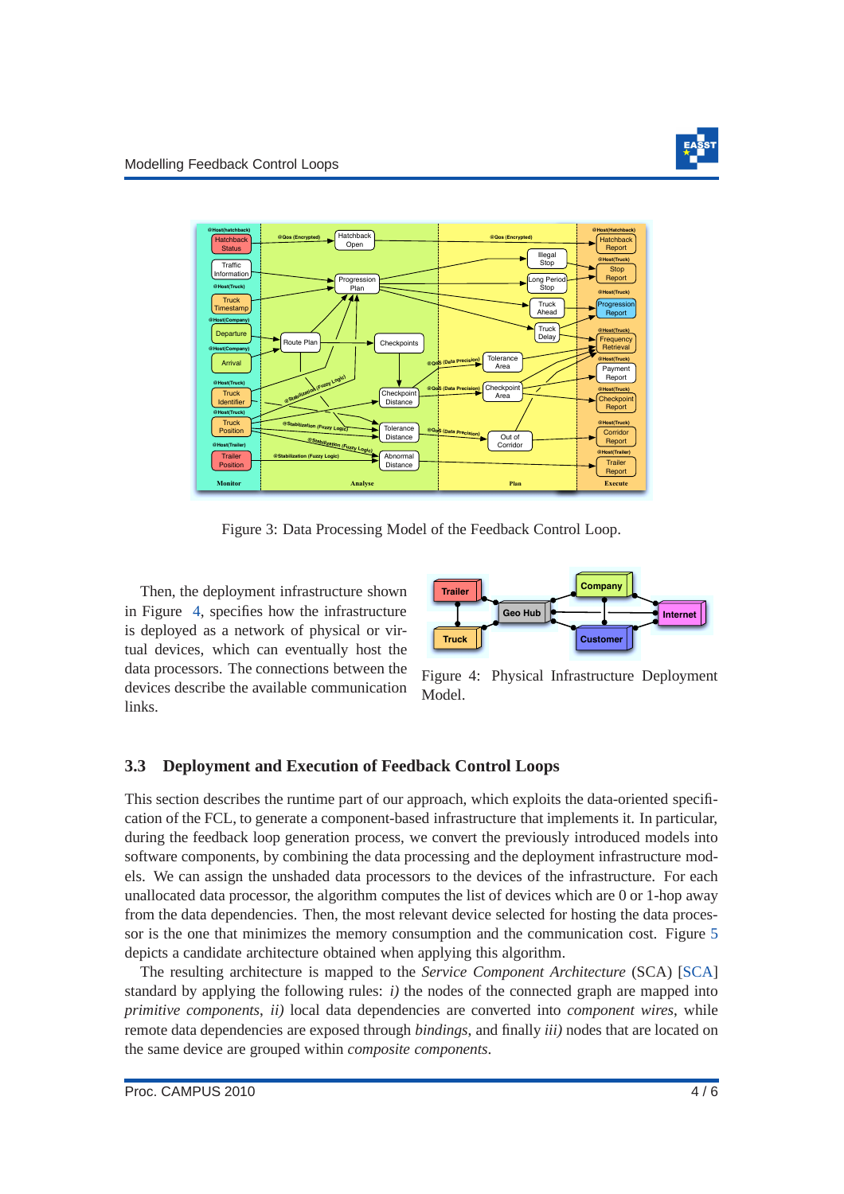Figure 3: Data Processing Model of the Feedback Control Loop.

Then, the deployment infrastructure shown in Figure 4, specifies how the infrastructure is deployed as a network of physical or virtual devices, which can eventually host the data processors. The connections between the devices describe the available communication links.

Figure 4: Physical Infrastructure Deployment Model.

### 3.3 Deployment and Execution of Feedback Control Loops

This section describes the runtime part of our approach, which exploits the data-oriented specification of the FCL, to generate a component-based infrastructure that implements it. In particular, during the feedback loop generation process, we convert the previously introduced models into software components, by combining the data processing and the deployment infrastructure models. We can assign the unshaded data processors to the devices of the infrastructure. For each unallocated data processor, the algorithm computes the list of devices which are 0 or 1-hop away from the data dependencies. Then, the most relevant device selected for hosting the data processor is the one that minimizes the memory consumption and the communication cost. Figure 5 depicts a candidate architecture obtained when applying this algorithm.

The resulting architecture is mapped to the *Service Component Architecture* (SCA) [SCA] standard by applying the following rules: *i)* the nodes of the connected graph are mapped into *primitive components*, *ii)* local data dependencies are converted into *component wires*, while remote data dependencies are exposed through *bindings*, and finally *iii)* nodes that are located on the same device are grouped within *composite components*.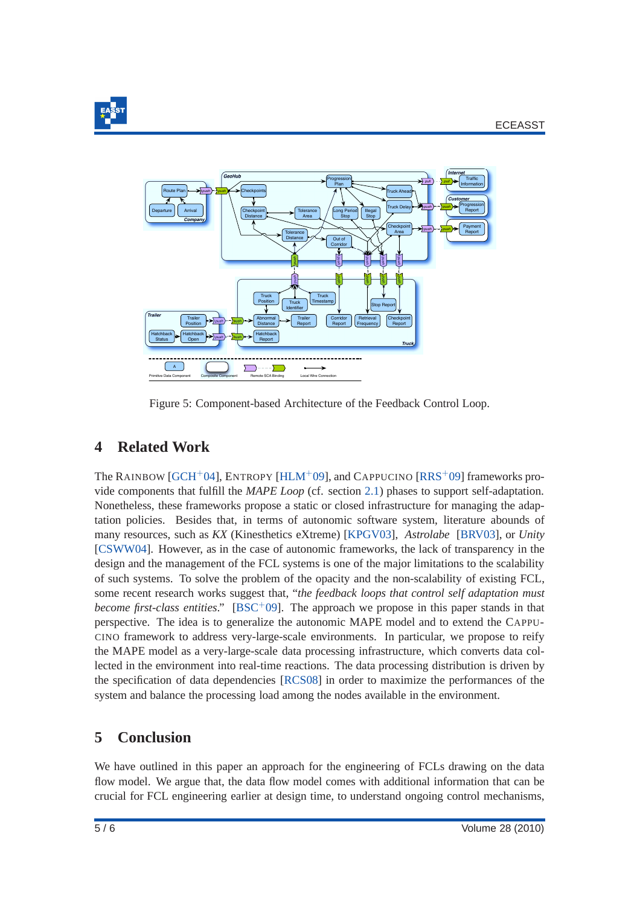Figure 5: Component-based Architecture of the Feedback Control Loop.

## 4 Related Work

The RAINBOW [GCH+04], ENTROPY [HLM+09], and CAPPUCINO [RRS+09] frameworks provide components that fulfill the *MAPE Loop* (cf. section 2.1) phases to support self-adaptation. Nonetheless, these frameworks propose a static or closed infrastructure for managing the adaptation policies. Besides that, in terms of autonomic software system, literature abounds of many resources, such as *KX* (Kinesthetics eXtreme) [KPGV03], *Astrolabe* [BRV03], or *Unity* [CSWW04]. However, as in the case of autonomic frameworks, the lack of transparency in the design and the management of the FCL systems is one of the major limitations to the scalability of such systems. To solve the problem of the opacity and the non-scalability of existing FCL, some recent research works suggest that, "*the feedback loops that control self adaptation must become first-class entities*." [BSC+09]. The approach we propose in this paper stands in that perspective. The idea is to generalize the autonomic MAPE model and to extend the CAPPUCINO framework to address very-large-scale environments. In particular, we propose to reify the MAPE model as a very-large-scale data processing infrastructure, which converts data collected in the environment into real-time reactions. The data processing distribution is driven by the specification of data dependencies [RCS08] in order to maximize the performances of the system and balance the processing load among the nodes available in the environment.

## 5 Conclusion

We have outlined in this paper an approach for the engineering of FCLs drawing on the data flow model. We argue that, the data flow model comes with additional information that can be crucial for FCL engineering earlier at design time, to understand ongoing control mechanisms,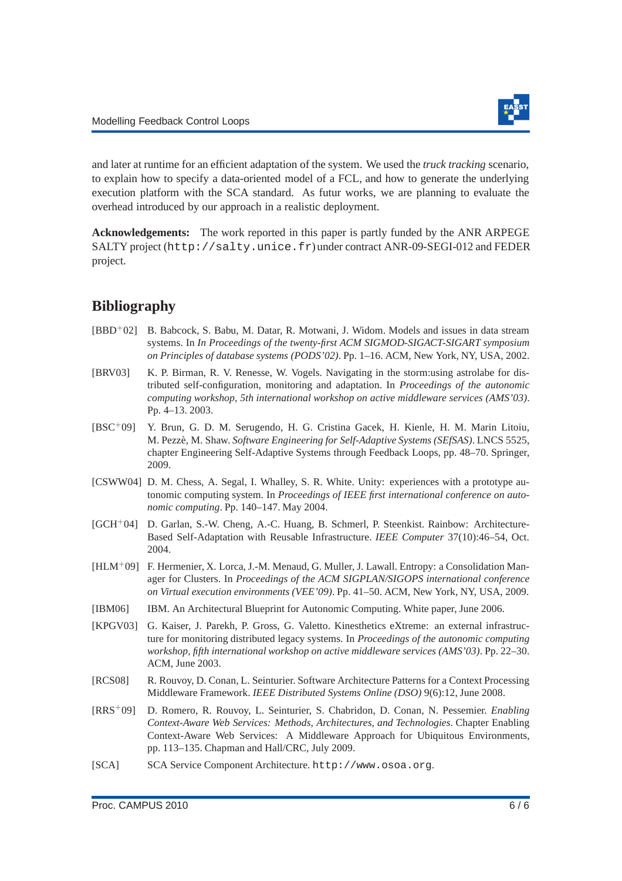and later at runtime for an efficient adaptation of the system. We used the *truck tracking* scenario, to explain how to specify a data-oriented model of a FCL, and how to generate the underlying execution platform with the SCA standard. As futur works, we are planning to evaluate the overhead introduced by our approach in a realistic deployment.

**Acknowledgements:** The work reported in this paper is partly funded by the ANR ARPEGE SALTY project (`http://salty.unice.fr`) under contract ANR-09-SEGI-012 and FEDER project.

## Bibliography

[BBD+02] B. Babcock, S. Babu, M. Datar, R. Motwani, J. Widom. Models and issues in data stream systems. In *In Proceedings of the twenty-first ACM SIGMOD-SIGACT-SIGART symposium on Principles of database systems (PODS'02)*. Pp. 1–16. ACM, New York, NY, USA, 2002.

[BRV03] K. P. Birman, R. V. Renesse, W. Vogels. Navigating in the storm:using astrolabe for distributed self-configuration, monitoring and adaptation. In *Proceedings of the autonomic computing workshop, 5th international workshop on active middleware services (AMS'03)*. Pp. 4–13. 2003.

[BSC+09] Y. Brun, G. D. M. Serugendo, H. G. Cristina Gacek, H. Kienle, H. M. Marin Litoiu, M. Pezzè, M. Shaw. *Software Engineering for Self-Adaptive Systems (SEfSAS)*. LNCS 5525, chapter Engineering Self-Adaptive Systems through Feedback Loops, pp. 48–70. Springer, 2009.

[CSWW04] D. M. Chess, A. Segal, I. Whalley, S. R. White. Unity: experiences with a prototype autonomic computing system. In *Proceedings of IEEE first international conference on autonomic computing*. Pp. 140–147. May 2004.

[GCH+04] D. Garlan, S.-W. Cheng, A.-C. Huang, B. Schmerl, P. Steenkist. Rainbow: Architecture-Based Self-Adaptation with Reusable Infrastructure. *IEEE Computer* 37(10):46–54, Oct. 2004.

[HLM+09] F. Hermenier, X. Lorca, J.-M. Menaud, G. Muller, J. Lawall. Entropy: a Consolidation Manager for Clusters. In *Proceedings of the ACM SIGPLAN/SIGOPS international conference on Virtual execution environments (VEE'09)*. Pp. 41–50. ACM, New York, NY, USA, 2009.

[IBM06] IBM. An Architectural Blueprint for Autonomic Computing. White paper, June 2006.

[KPGV03] G. Kaiser, J. Parekh, P. Gross, G. Valetto. Kinesthetics eXtreme: an external infrastructure for monitoring distributed legacy systems. In *Proceedings of the autonomic computing workshop, fifth international workshop on active middleware services (AMS'03)*. Pp. 22–30. ACM, June 2003.

[RCS08] R. Rouvoy, D. Conan, L. Seinturier. Software Architecture Patterns for a Context Processing Middleware Framework. *IEEE Distributed Systems Online (DSO)* 9(6):12, June 2008.

[RRS+09] D. Romero, R. Rouvoy, L. Seinturier, S. Chabridon, D. Conan, N. Pessemier. *Enabling Context-Aware Web Services: Methods, Architectures, and Technologies*. Chapter Enabling Context-Aware Web Services: A Middleware Approach for Ubiquitous Environments, pp. 113–135. Chapman and Hall/CRC, July 2009.

[SCA] SCA Service Component Architecture. `http://www.osoa.org`.